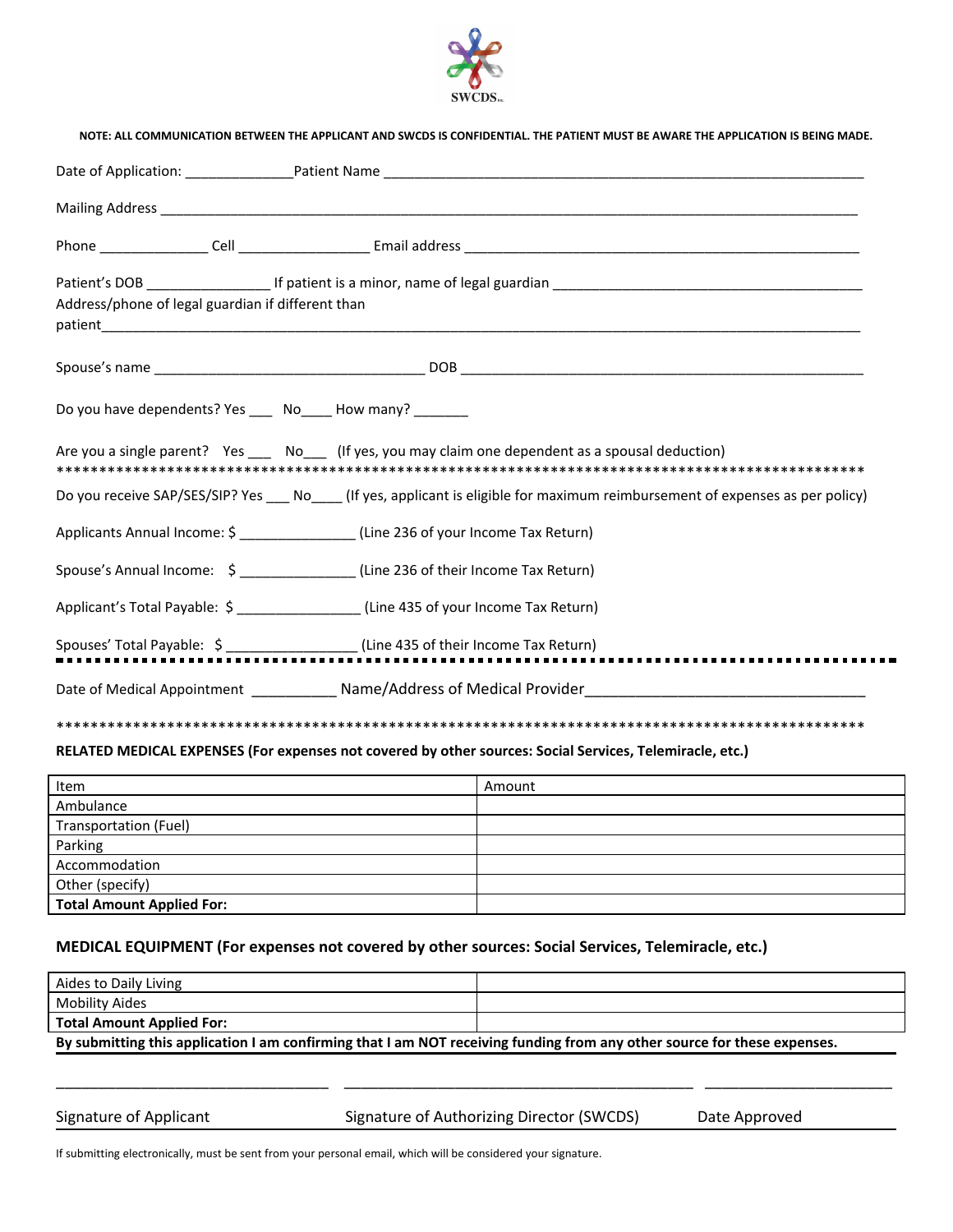SWCDS

**NOTE: ALL COMMUNICATION BETWEEN THE APPLICANT AND SWCDS IS CONFIDENTIAL. THE PATIENT MUST BE AWARE THE APPLICATION IS BEING MADE.**

Date of Application: ______________Patient Name ________________________________________________________________

Mailing Address ____________________________________________________________________________________________

Phone ______________ Cell _________________ Email address ____________________________________________________

Patient's DOB ________________ If patient is a minor, name of legal guardian ________________________________________
Address/phone of legal guardian if different than patient___________________________________________________________________________________________

Spouse's name __________________________________ DOB ________________________________________________

Do you have dependents? Yes ___ No____ How many? _______

Are you a single parent? Yes ___ No___ (If yes, you may claim one dependent as a spousal deduction)

*************************************************************************************************

Do you receive SAP/SES/SIP? Yes ___ No____ (If yes, applicant is eligible for maximum reimbursement of expenses as per policy)

Applicants Annual Income: $ _______________ (Line 236 of your Income Tax Return)

Spouse's Annual Income: $ _______________ (Line 236 of their Income Tax Return)

Applicant's Total Payable: $ ________________ (Line 435 of your Income Tax Return)

Spouses' Total Payable: $ _________________ (Line 435 of their Income Tax Return)

---

Date of Medical Appointment ___________ Name/Address of Medical Provider___________________________________

*************************************************************************************************

**RELATED MEDICAL EXPENSES (For expenses not covered by other sources: Social Services, Telemiracle, etc.)**

| Item | Amount |
|---|---|
| Ambulance | |
| Transportation (Fuel) | |
| Parking | |
| Accommodation | |
| Other (specify) | |
| **Total Amount Applied For:** | |

**MEDICAL EQUIPMENT (For expenses not covered by other sources: Social Services, Telemiracle, etc.)**

| | |
|---|---|
| Aides to Daily Living | |
| Mobility Aides | |
| **Total Amount Applied For:** | |

**By submitting this application I am confirming that I am NOT receiving funding from any other source for these expenses.**

__________________________________ ____________________________________________ ________________________

Signature of Applicant Signature of Authorizing Director (SWCDS) Date Approved

If submitting electronically, must be sent from your personal email, which will be considered your signature.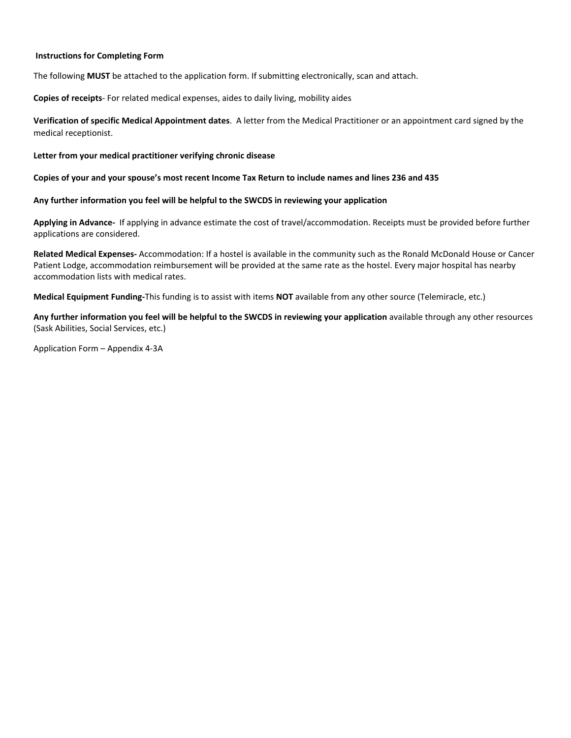**Instructions for Completing Form**

The following **MUST** be attached to the application form. If submitting electronically, scan and attach.

**Copies of receipts**- For related medical expenses, aides to daily living, mobility aides

**Verification of specific Medical Appointment dates**. A letter from the Medical Practitioner or an appointment card signed by the medical receptionist.

**Letter from your medical practitioner verifying chronic disease**

**Copies of your and your spouse's most recent Income Tax Return to include names and lines 236 and 435**

**Any further information you feel will be helpful to the SWCDS in reviewing your application**

**Applying in Advance-** If applying in advance estimate the cost of travel/accommodation. Receipts must be provided before further applications are considered.

**Related Medical Expenses-** Accommodation: If a hostel is available in the community such as the Ronald McDonald House or Cancer Patient Lodge, accommodation reimbursement will be provided at the same rate as the hostel. Every major hospital has nearby accommodation lists with medical rates.

**Medical Equipment Funding-**This funding is to assist with items **NOT** available from any other source (Telemiracle, etc.)

**Any further information you feel will be helpful to the SWCDS in reviewing your application** available through any other resources (Sask Abilities, Social Services, etc.)

Application Form – Appendix 4-3A